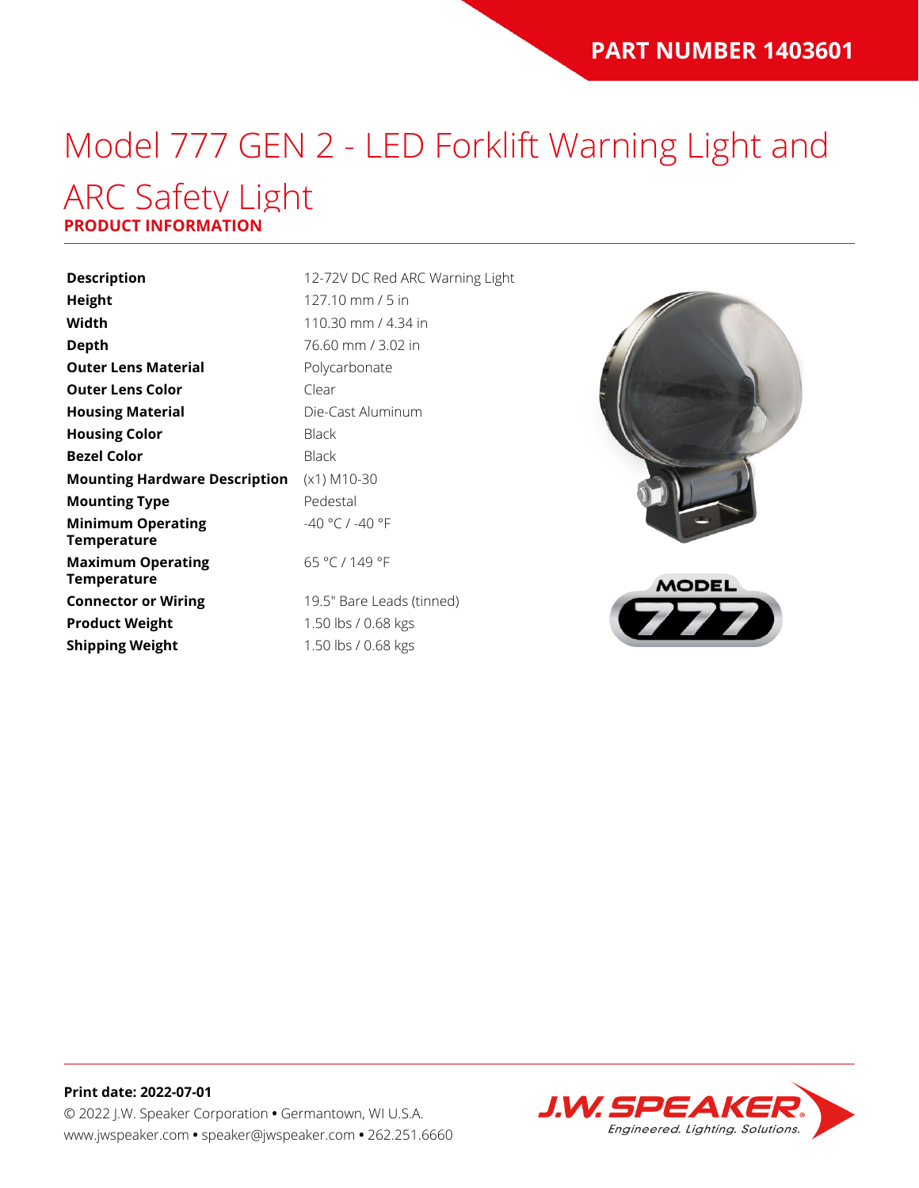**PART NUMBER 1403601**

# Model 777 GEN 2 - LED Forklift Warning Light and ARC Safety Light

## PRODUCT INFORMATION

| | |
|---|---|
| **Description** | 12-72V DC Red ARC Warning Light |
| **Height** | 127.10 mm / 5 in |
| **Width** | 110.30 mm / 4.34 in |
| **Depth** | 76.60 mm / 3.02 in |
| **Outer Lens Material** | Polycarbonate |
| **Outer Lens Color** | Clear |
| **Housing Material** | Die-Cast Aluminum |
| **Housing Color** | Black |
| **Bezel Color** | Black |
| **Mounting Hardware Description** | (x1) M10-30 |
| **Mounting Type** | Pedestal |
| **Minimum Operating Temperature** | -40 °C / -40 °F |
| **Maximum Operating Temperature** | 65 °C / 149 °F |
| **Connector or Wiring** | 19.5" Bare Leads (tinned) |
| **Product Weight** | 1.50 lbs / 0.68 kgs |
| **Shipping Weight** | 1.50 lbs / 0.68 kgs |

**Print date: 2022-07-01**

© 2022 J.W. Speaker Corporation • Germantown, WI U.S.A.
www.jwspeaker.com • speaker@jwspeaker.com • 262.251.6660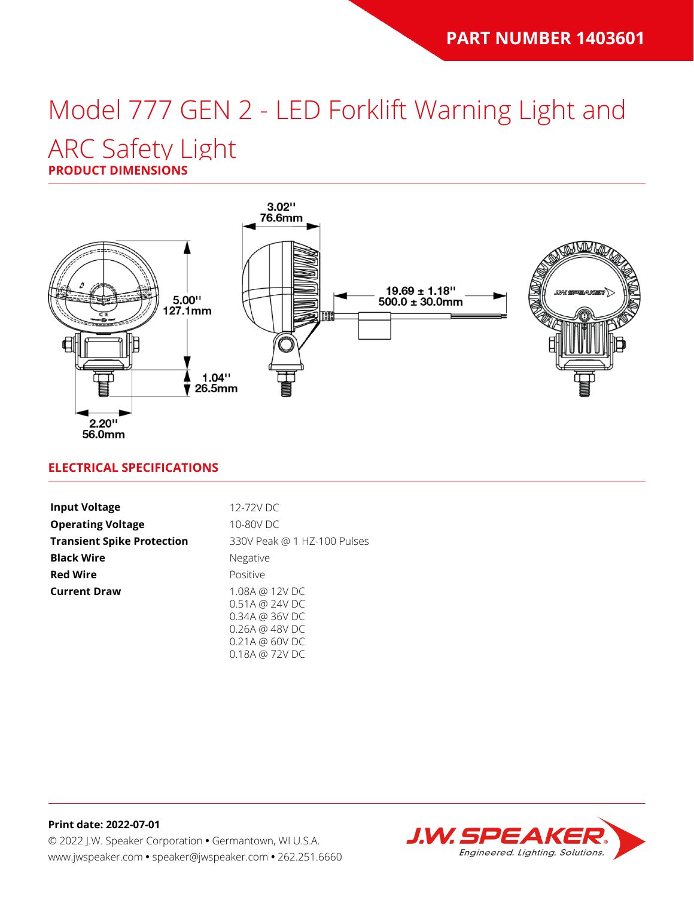PART NUMBER 1403601

# Model 777 GEN 2 - LED Forklift Warning Light and ARC Safety Light

## PRODUCT DIMENSIONS

3.02"
76.6mm

5.00"
127.1mm

19.69 ± 1.18"
500.0 ± 30.0mm

1.04"
26.5mm

2.20"
56.0mm

## ELECTRICAL SPECIFICATIONS

| | |
|---|---|
| **Input Voltage** | 12-72V DC |
| **Operating Voltage** | 10-80V DC |
| **Transient Spike Protection** | 330V Peak @ 1 HZ-100 Pulses |
| **Black Wire** | Negative |
| **Red Wire** | Positive |
| **Current Draw** | 1.08A @ 12V DC<br>0.51A @ 24V DC<br>0.34A @ 36V DC<br>0.26A @ 48V DC<br>0.21A @ 60V DC<br>0.18A @ 72V DC |

**Print date: 2022-07-01**

© 2022 J.W. Speaker Corporation • Germantown, WI U.S.A.
www.jwspeaker.com • speaker@jwspeaker.com • 262.251.6660

J.W. SPEAKER
Engineered. Lighting. Solutions.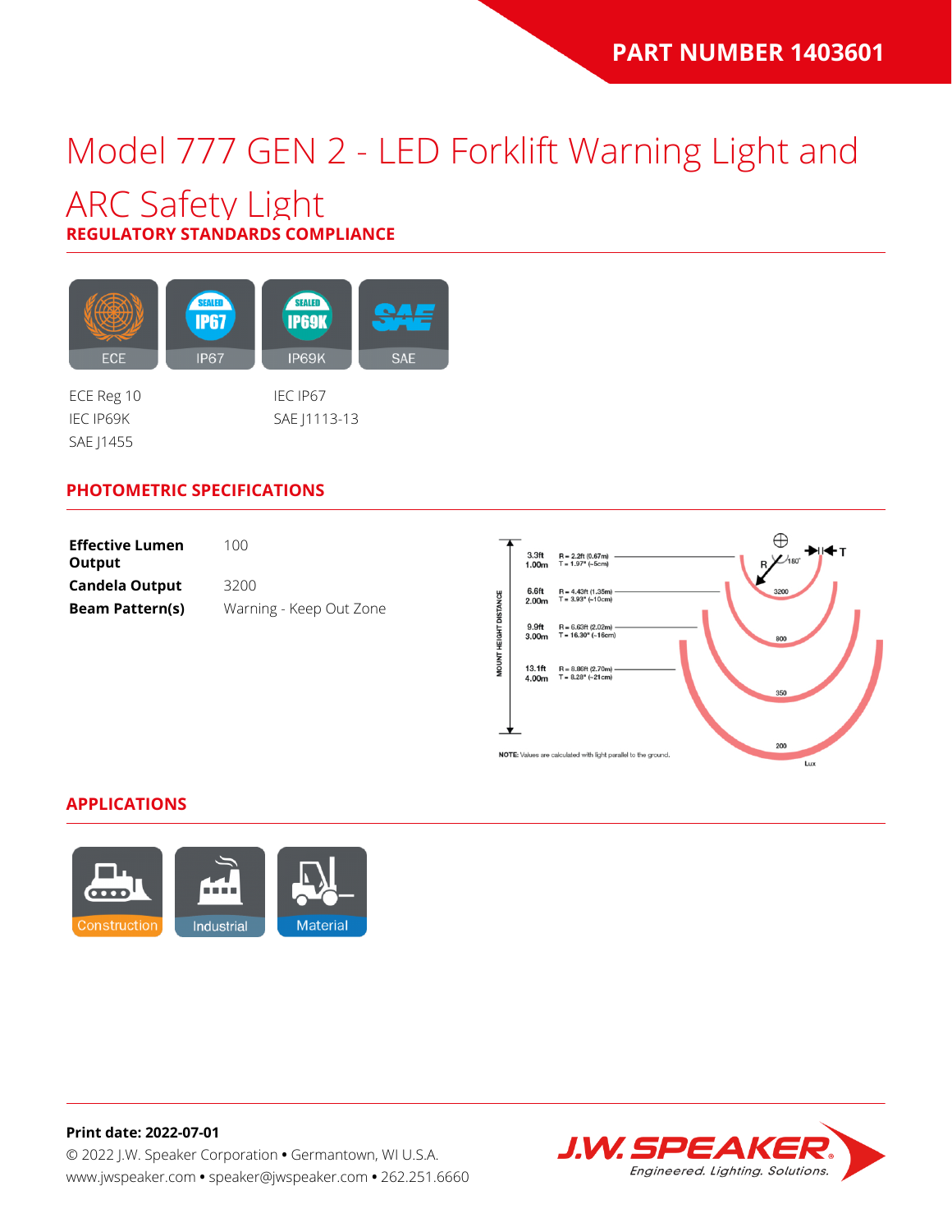PART NUMBER 1403601

# Model 777 GEN 2 - LED Forklift Warning Light and ARC Safety Light

## REGULATORY STANDARDS COMPLIANCE

ECE | IP67 | IP69K | SAE

ECE Reg 10
IEC IP69K
SAE J1455
IEC IP67
SAE J1113-13

## PHOTOMETRIC SPECIFICATIONS

| | |
|---|---|
| **Effective Lumen Output** | 100 |
| **Candela Output** | 3200 |
| **Beam Pattern(s)** | Warning - Keep Out Zone |

MOUNT HEIGHT DISTANCE

| Mount Height | R | T | Lux |
|---|---|---|---|
| 3.3ft 1.00m | R = 2.2ft (0.67m) | T = 1.97" (~5cm) | 3200 |
| 6.6ft 2.00m | R = 4.43ft (1.35m) | T = 3.93" (~10cm) | 800 |
| 9.9ft 3.00m | R = 6.63ft (2.02m) | T = 16.30" (~16cm) | 350 |
| 13.1ft 4.00m | R = 8.86ft (2.70m) | T = 8.28" (~21cm) | 200 |

NOTE: Values are calculated with light parallel to the ground.

## APPLICATIONS

Construction | Industrial | Material

**Print date: 2022-07-01**

© 2022 J.W. Speaker Corporation • Germantown, WI U.S.A.
www.jwspeaker.com • speaker@jwspeaker.com • 262.251.6660

J.W. SPEAKER® Engineered. Lighting. Solutions.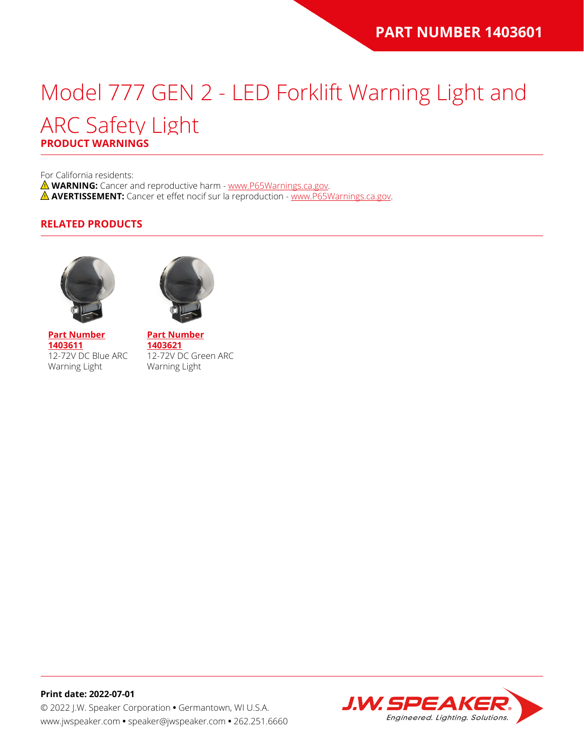# Model 777 GEN 2 - LED Forklift Warning Light and ARC Safety Light

## PRODUCT WARNINGS

For California residents:
⚠ **WARNING:** Cancer and reproductive harm - www.P65Warnings.ca.gov.
⚠ **AVERTISSEMENT:** Cancer et effet nocif sur la reproduction - www.P65Warnings.ca.gov.

## RELATED PRODUCTS

**Part Number 1403611**
12-72V DC Blue ARC Warning Light

**Part Number 1403621**
12-72V DC Green ARC Warning Light

**Print date: 2022-07-01**
© 2022 J.W. Speaker Corporation • Germantown, WI U.S.A.
www.jwspeaker.com • speaker@jwspeaker.com • 262.251.6660